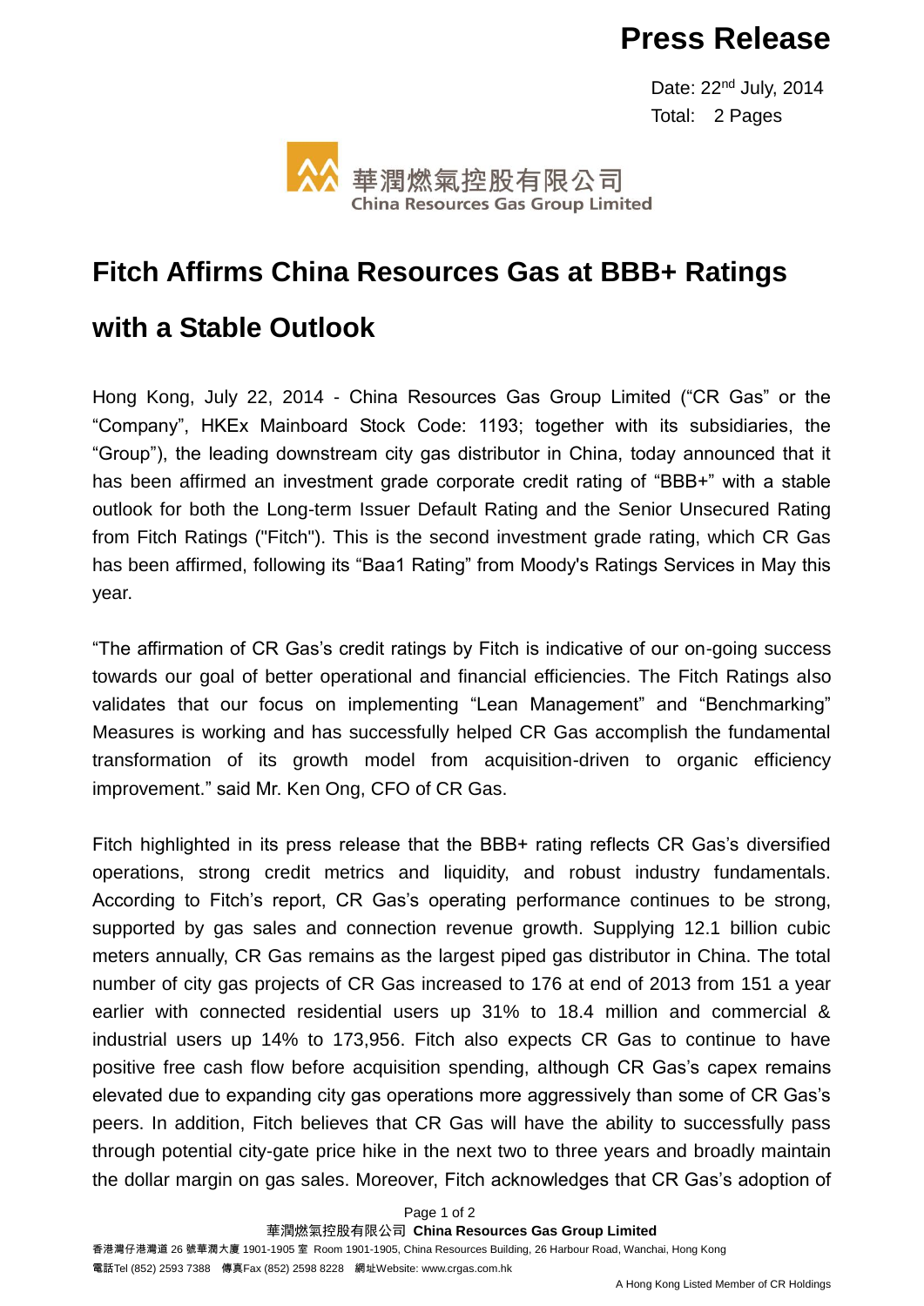# Press Release

Date: 22nd July, 2014
Total: 2 Pages

華潤燃氣控股有限公司
China Resources Gas Group Limited

## Fitch Affirms China Resources Gas at BBB+ Ratings with a Stable Outlook

Hong Kong, July 22, 2014 - China Resources Gas Group Limited ("CR Gas" or the "Company", HKEx Mainboard Stock Code: 1193; together with its subsidiaries, the "Group"), the leading downstream city gas distributor in China, today announced that it has been affirmed an investment grade corporate credit rating of "BBB+" with a stable outlook for both the Long-term Issuer Default Rating and the Senior Unsecured Rating from Fitch Ratings ("Fitch"). This is the second investment grade rating, which CR Gas has been affirmed, following its "Baa1 Rating" from Moody's Ratings Services in May this year.

"The affirmation of CR Gas's credit ratings by Fitch is indicative of our on-going success towards our goal of better operational and financial efficiencies. The Fitch Ratings also validates that our focus on implementing "Lean Management" and "Benchmarking" Measures is working and has successfully helped CR Gas accomplish the fundamental transformation of its growth model from acquisition-driven to organic efficiency improvement." said Mr. Ken Ong, CFO of CR Gas.

Fitch highlighted in its press release that the BBB+ rating reflects CR Gas's diversified operations, strong credit metrics and liquidity, and robust industry fundamentals. According to Fitch's report, CR Gas's operating performance continues to be strong, supported by gas sales and connection revenue growth. Supplying 12.1 billion cubic meters annually, CR Gas remains as the largest piped gas distributor in China. The total number of city gas projects of CR Gas increased to 176 at end of 2013 from 151 a year earlier with connected residential users up 31% to 18.4 million and commercial & industrial users up 14% to 173,956. Fitch also expects CR Gas to continue to have positive free cash flow before acquisition spending, although CR Gas's capex remains elevated due to expanding city gas operations more aggressively than some of CR Gas's peers. In addition, Fitch believes that CR Gas will have the ability to successfully pass through potential city-gate price hike in the next two to three years and broadly maintain the dollar margin on gas sales. Moreover, Fitch acknowledges that CR Gas's adoption of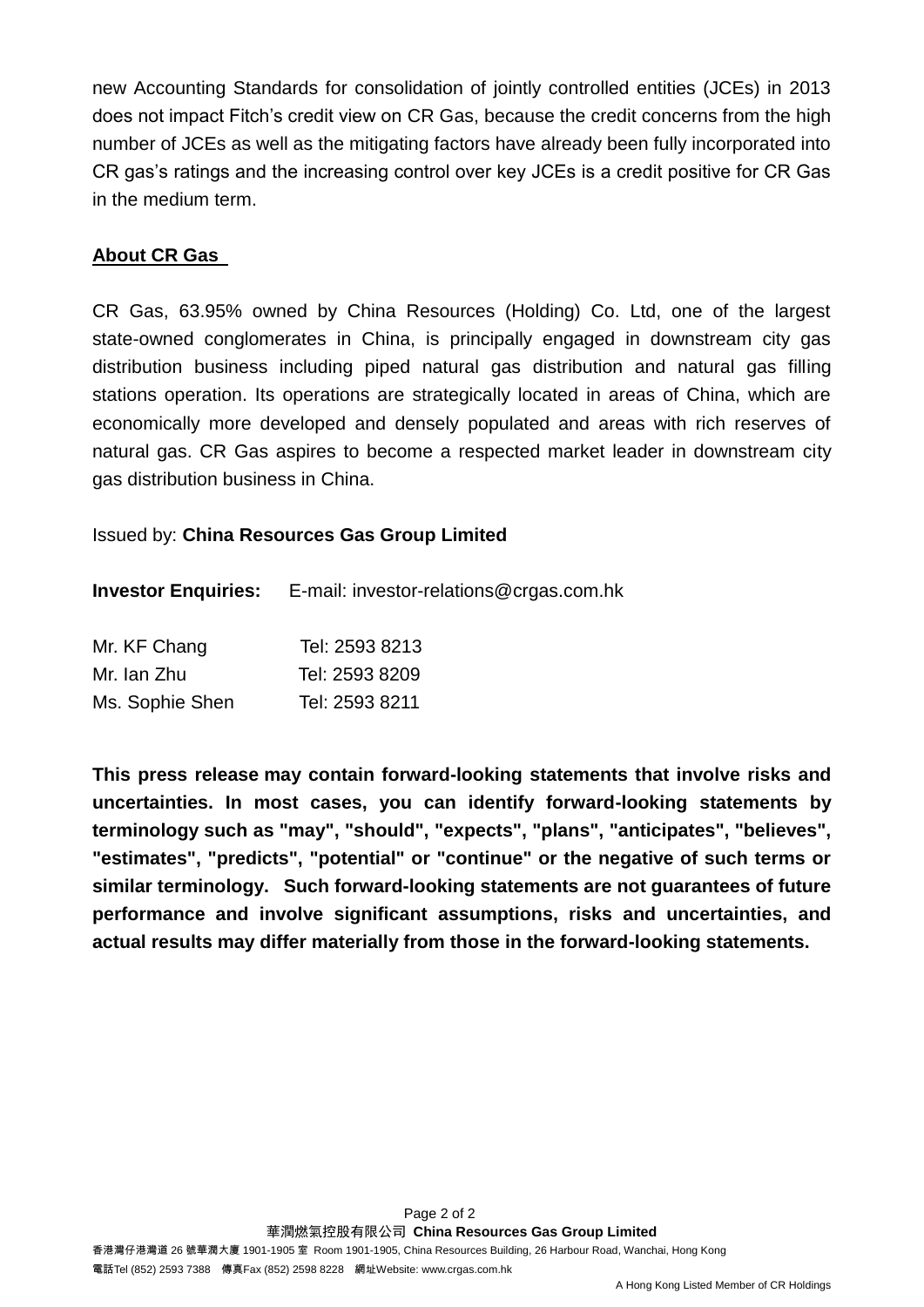new Accounting Standards for consolidation of jointly controlled entities (JCEs) in 2013 does not impact Fitch's credit view on CR Gas, because the credit concerns from the high number of JCEs as well as the mitigating factors have already been fully incorporated into CR gas's ratings and the increasing control over key JCEs is a credit positive for CR Gas in the medium term.

## About CR Gas

CR Gas, 63.95% owned by China Resources (Holding) Co. Ltd, one of the largest state-owned conglomerates in China, is principally engaged in downstream city gas distribution business including piped natural gas distribution and natural gas filling stations operation. Its operations are strategically located in areas of China, which are economically more developed and densely populated and areas with rich reserves of natural gas. CR Gas aspires to become a respected market leader in downstream city gas distribution business in China.

Issued by: **China Resources Gas Group Limited**

**Investor Enquiries:** E-mail: investor-relations@crgas.com.hk

| | |
|---|---|
| Mr. KF Chang | Tel: 2593 8213 |
| Mr. Ian Zhu | Tel: 2593 8209 |
| Ms. Sophie Shen | Tel: 2593 8211 |

**This press release may contain forward-looking statements that involve risks and uncertainties. In most cases, you can identify forward-looking statements by terminology such as "may", "should", "expects", "plans", "anticipates", "believes", "estimates", "predicts", "potential" or "continue" or the negative of such terms or similar terminology. Such forward-looking statements are not guarantees of future performance and involve significant assumptions, risks and uncertainties, and actual results may differ materially from those in the forward-looking statements.**